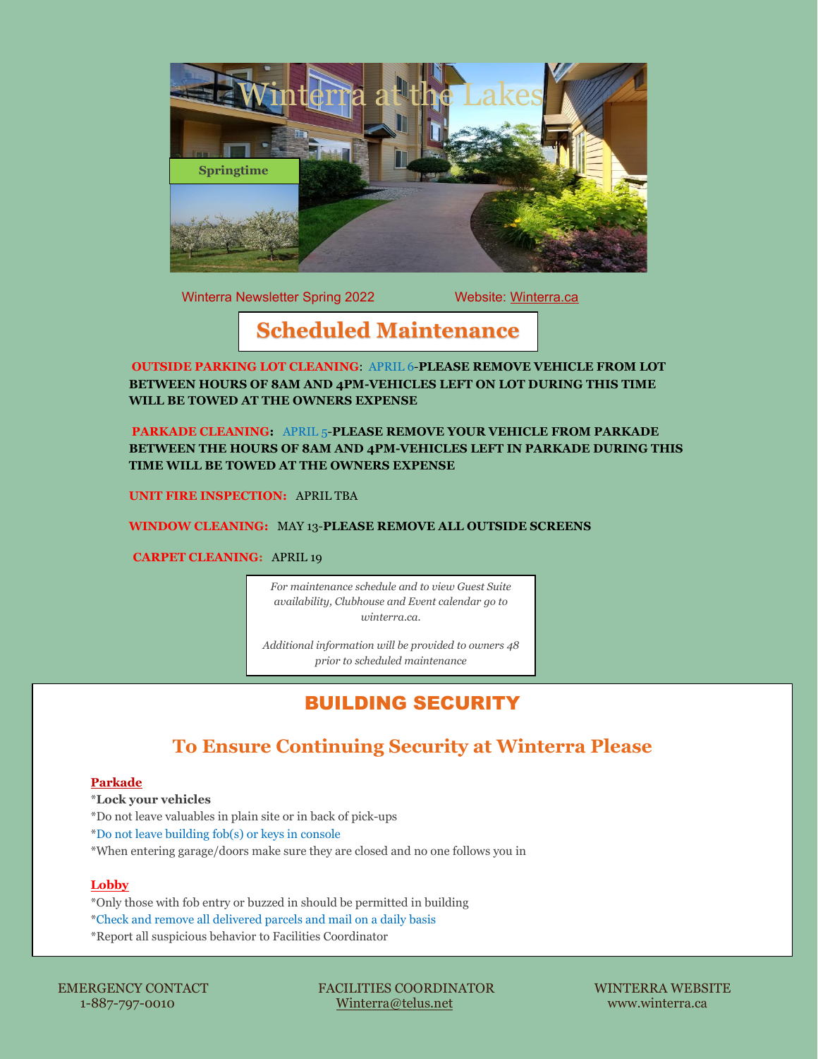# Winterra at the Lakes

**Springtime**

Winterra Newsletter Spring 2022 Website: Winterra.ca

## Scheduled Maintenance

**OUTSIDE PARKING LOT CLEANING**: APRIL 6-**PLEASE REMOVE VEHICLE FROM LOT BETWEEN HOURS OF 8AM AND 4PM-VEHICLES LEFT ON LOT DURING THIS TIME WILL BE TOWED AT THE OWNERS EXPENSE**

**PARKADE CLEANING:** APRIL 5-**PLEASE REMOVE YOUR VEHICLE FROM PARKADE BETWEEN THE HOURS OF 8AM AND 4PM-VEHICLES LEFT IN PARKADE DURING THIS TIME WILL BE TOWED AT THE OWNERS EXPENSE**

**UNIT FIRE INSPECTION:** APRIL TBA

**WINDOW CLEANING:** MAY 13-**PLEASE REMOVE ALL OUTSIDE SCREENS**

**CARPET CLEANING:** APRIL 19

*For maintenance schedule and to view Guest Suite availability, Clubhouse and Event calendar go to winterra.ca.*

*Additional information will be provided to owners 48 prior to scheduled maintenance*

## BUILDING SECURITY

### To Ensure Continuing Security at Winterra Please

**Parkade**

*__Lock your vehicles__
*Do not leave valuables in plain site or in back of pick-ups
*Do not leave building fob(s) or keys in console
*When entering garage/doors make sure they are closed and no one follows you in

**Lobby**

*Only those with fob entry or buzzed in should be permitted in building
*Check and remove all delivered parcels and mail on a daily basis
*Report all suspicious behavior to Facilities Coordinator

EMERGENCY CONTACT
1-887-797-0010

FACILITIES COORDINATOR
Winterra@telus.net

WINTERRA WEBSITE
www.winterra.ca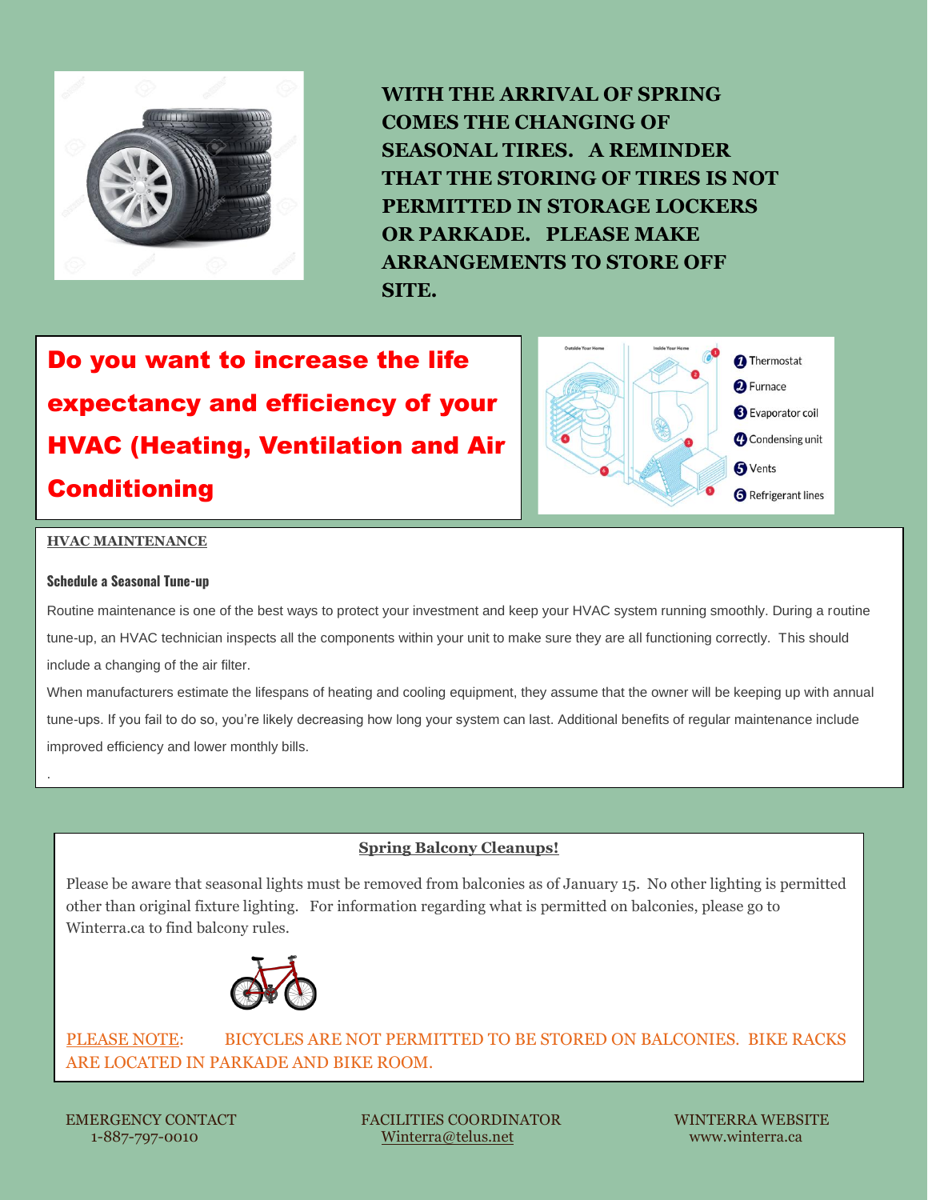**WITH THE ARRIVAL OF SPRING COMES THE CHANGING OF SEASONAL TIRES. A REMINDER THAT THE STORING OF TIRES IS NOT PERMITTED IN STORAGE LOCKERS OR PARKADE. PLEASE MAKE ARRANGEMENTS TO STORE OFF SITE.**

## Do you want to increase the life expectancy and efficiency of your HVAC (Heating, Ventilation and Air Conditioning

1. Thermostat
2. Furnace
3. Evaporator coil
4. Condensing unit
5. Vents
6. Refrigerant lines

### HVAC MAINTENANCE

**Schedule a Seasonal Tune-up**

Routine maintenance is one of the best ways to protect your investment and keep your HVAC system running smoothly. During a routine tune-up, an HVAC technician inspects all the components within your unit to make sure they are all functioning correctly. This should include a changing of the air filter.

When manufacturers estimate the lifespans of heating and cooling equipment, they assume that the owner will be keeping up with annual tune-ups. If you fail to do so, you're likely decreasing how long your system can last. Additional benefits of regular maintenance include improved efficiency and lower monthly bills.

### Spring Balcony Cleanups!

Please be aware that seasonal lights must be removed from balconies as of January 15. No other lighting is permitted other than original fixture lighting. For information regarding what is permitted on balconies, please go to Winterra.ca to find balcony rules.

PLEASE NOTE: BICYCLES ARE NOT PERMITTED TO BE STORED ON BALCONIES. BIKE RACKS ARE LOCATED IN PARKADE AND BIKE ROOM.

EMERGENCY CONTACT
1-887-797-0010

FACILITIES COORDINATOR
Winterra@telus.net

WINTERRA WEBSITE
www.winterra.ca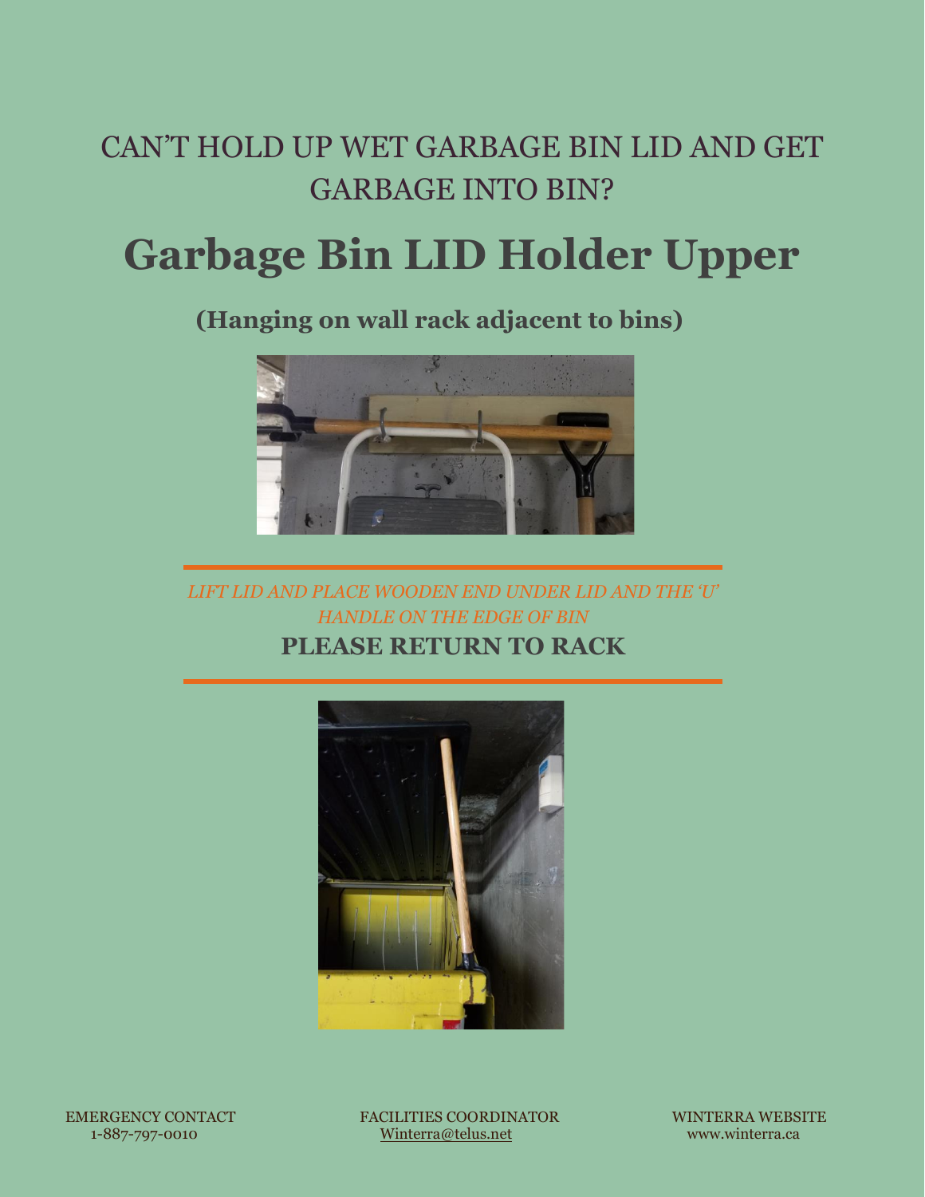CAN'T HOLD UP WET GARBAGE BIN LID AND GET GARBAGE INTO BIN?

# Garbage Bin LID Holder Upper

**(Hanging on wall rack adjacent to bins)**

---

*LIFT LID AND PLACE WOODEN END UNDER LID AND THE 'U' HANDLE ON THE EDGE OF BIN*

**PLEASE RETURN TO RACK**

---

EMERGENCY CONTACT
1-887-797-0010

FACILITIES COORDINATOR
Winterra@telus.net

WINTERRA WEBSITE
www.winterra.ca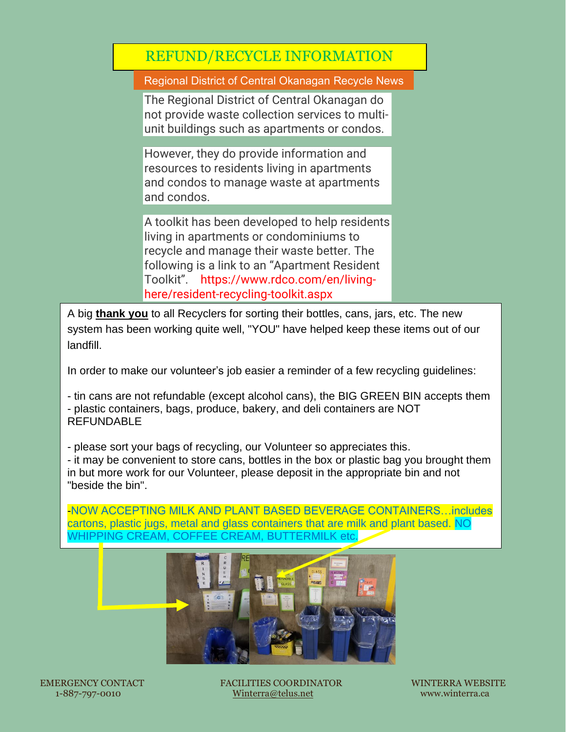# REFUND/RECYCLE INFORMATION

## Regional District of Central Okanagan Recycle News

The Regional District of Central Okanagan do not provide waste collection services to multi-unit buildings such as apartments or condos.

However, they do provide information and resources to residents living in apartments and condos to manage waste at apartments and condos.

A toolkit has been developed to help residents living in apartments or condominiums to recycle and manage their waste better. The following is a link to an "Apartment Resident Toolkit". https://www.rdco.com/en/living-here/resident-recycling-toolkit.aspx

A big **thank you** to all Recyclers for sorting their bottles, cans, jars, etc. The new system has been working quite well, "YOU" have helped keep these items out of our landfill.

In order to make our volunteer's job easier a reminder of a few recycling guidelines:

- tin cans are not refundable (except alcohol cans), the BIG GREEN BIN accepts them
- plastic containers, bags, produce, bakery, and deli containers are NOT REFUNDABLE

- please sort your bags of recycling, our Volunteer so appreciates this.
- it may be convenient to store cans, bottles in the box or plastic bag you brought them in but more work for our Volunteer, please deposit in the appropriate bin and not "beside the bin".

-NOW ACCEPTING MILK AND PLANT BASED BEVERAGE CONTAINERS…includes cartons, plastic jugs, metal and glass containers that are milk and plant based. NO WHIPPING CREAM, COFFEE CREAM, BUTTERMILK etc.

EMERGENCY CONTACT 1-887-797-0010

FACILITIES COORDINATOR Winterra@telus.net

WINTERRA WEBSITE www.winterra.ca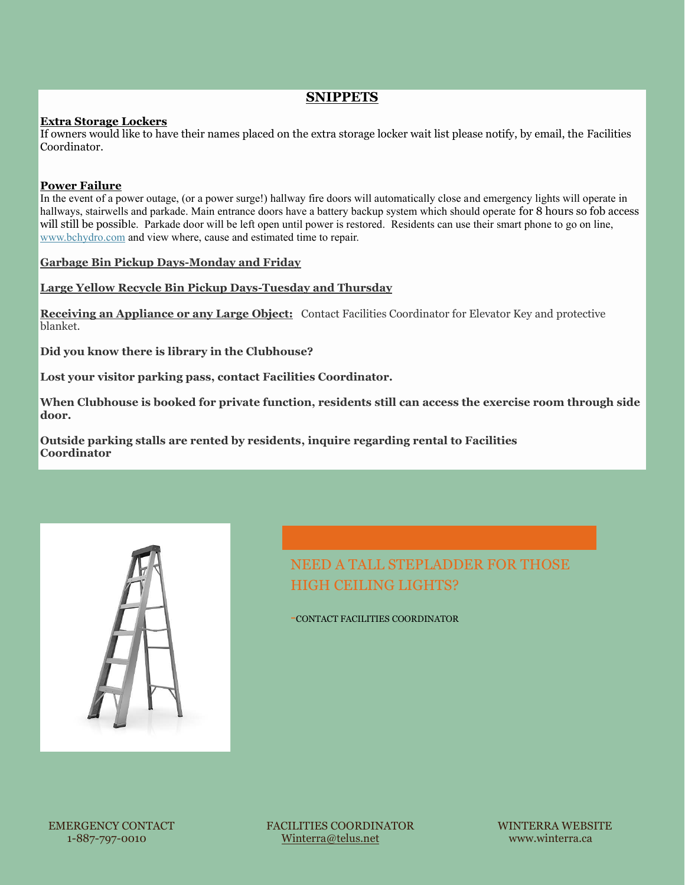## SNIPPETS

**Extra Storage Lockers**
If owners would like to have their names placed on the extra storage locker wait list please notify, by email, the Facilities Coordinator.

**Power Failure**
In the event of a power outage, (or a power surge!) hallway fire doors will automatically close and emergency lights will operate in hallways, stairwells and parkade. Main entrance doors have a battery backup system which should operate for 8 hours so fob access will still be possible. Parkade door will be left open until power is restored. Residents can use their smart phone to go on line, www.bchydro.com and view where, cause and estimated time to repair.

**Garbage Bin Pickup Days-Monday and Friday**

**Large Yellow Recycle Bin Pickup Days-Tuesday and Thursday**

**Receiving an Appliance or any Large Object:** Contact Facilities Coordinator for Elevator Key and protective blanket.

**Did you know there is library in the Clubhouse?**

**Lost your visitor parking pass, contact Facilities Coordinator.**

**When Clubhouse is booked for private function, residents still can access the exercise room through side door.**

**Outside parking stalls are rented by residents, inquire regarding rental to Facilities Coordinator**

NEED A TALL STEPLADDER FOR THOSE HIGH CEILING LIGHTS?

-CONTACT FACILITIES COORDINATOR

EMERGENCY CONTACT
1-887-797-0010

FACILITIES COORDINATOR
Winterra@telus.net

WINTERRA WEBSITE
www.winterra.ca